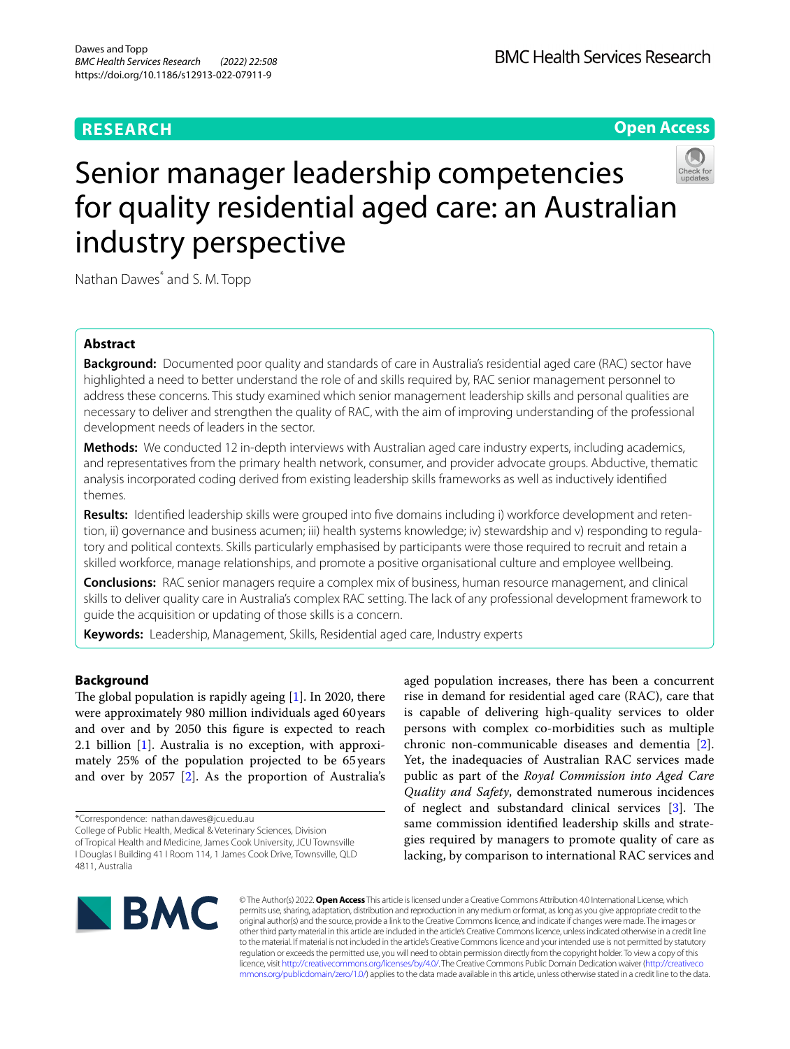RESEARCH

Open Access

# Senior manager leadership competencies for quality residential aged care: an Australian industry perspective

Nathan Dawes* and S. M. Topp

## Abstract

**Background:** Documented poor quality and standards of care in Australia's residential aged care (RAC) sector have highlighted a need to better understand the role of and skills required by, RAC senior management personnel to address these concerns. This study examined which senior management leadership skills and personal qualities are necessary to deliver and strengthen the quality of RAC, with the aim of improving understanding of the professional development needs of leaders in the sector.

**Methods:** We conducted 12 in-depth interviews with Australian aged care industry experts, including academics, and representatives from the primary health network, consumer, and provider advocate groups. Abductive, thematic analysis incorporated coding derived from existing leadership skills frameworks as well as inductively identified themes.

**Results:** Identified leadership skills were grouped into five domains including i) workforce development and retention, ii) governance and business acumen; iii) health systems knowledge; iv) stewardship and v) responding to regulatory and political contexts. Skills particularly emphasised by participants were those required to recruit and retain a skilled workforce, manage relationships, and promote a positive organisational culture and employee wellbeing.

**Conclusions:** RAC senior managers require a complex mix of business, human resource management, and clinical skills to deliver quality care in Australia's complex RAC setting. The lack of any professional development framework to guide the acquisition or updating of those skills is a concern.

**Keywords:** Leadership, Management, Skills, Residential aged care, Industry experts

## Background

The global population is rapidly ageing [1]. In 2020, there were approximately 980 million individuals aged 60 years and over and by 2050 this figure is expected to reach 2.1 billion [1]. Australia is no exception, with approximately 25% of the population projected to be 65 years and over by 2057 [2]. As the proportion of Australia's aged population increases, there has been a concurrent rise in demand for residential aged care (RAC), care that is capable of delivering high-quality services to older persons with complex co-morbidities such as multiple chronic non-communicable diseases and dementia [2]. Yet, the inadequacies of Australian RAC services made public as part of the *Royal Commission into Aged Care Quality and Safety*, demonstrated numerous incidences of neglect and substandard clinical services [3]. The same commission identified leadership skills and strategies required by managers to promote quality of care as lacking, by comparison to international RAC services and

*Correspondence: nathan.dawes@jcu.edu.au
College of Public Health, Medical & Veterinary Sciences, Division of Tropical Health and Medicine, James Cook University, JCU Townsville | Douglas | Building 41 | Room 114, 1 James Cook Drive, Townsville, QLD 4811, Australia

© The Author(s) 2022. **Open Access** This article is licensed under a Creative Commons Attribution 4.0 International License, which permits use, sharing, adaptation, distribution and reproduction in any medium or format, as long as you give appropriate credit to the original author(s) and the source, provide a link to the Creative Commons licence, and indicate if changes were made. The images or other third party material in this article are included in the article's Creative Commons licence, unless indicated otherwise in a credit line to the material. If material is not included in the article's Creative Commons licence and your intended use is not permitted by statutory regulation or exceeds the permitted use, you will need to obtain permission directly from the copyright holder. To view a copy of this licence, visit http://creativecommons.org/licenses/by/4.0/. The Creative Commons Public Domain Dedication waiver (http://creativecommons.org/publicdomain/zero/1.0/) applies to the data made available in this article, unless otherwise stated in a credit line to the data.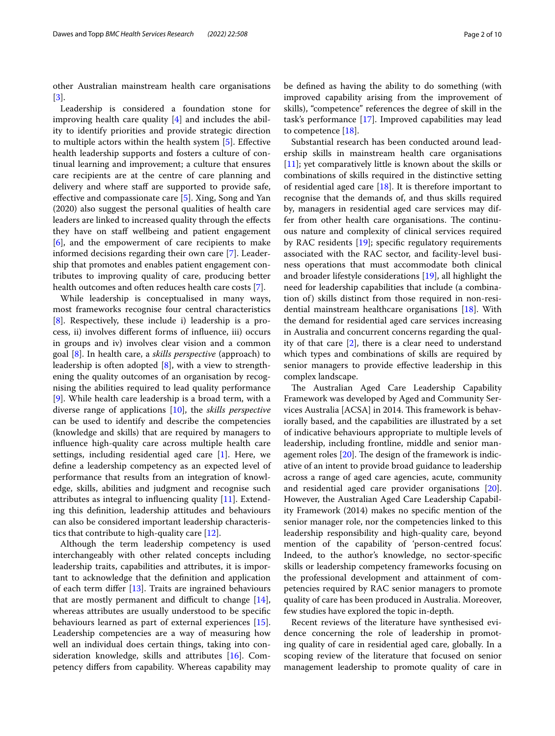other Australian mainstream health care organisations [3].

Leadership is considered a foundation stone for improving health care quality [4] and includes the ability to identify priorities and provide strategic direction to multiple actors within the health system [5]. Effective health leadership supports and fosters a culture of continual learning and improvement; a culture that ensures care recipients are at the centre of care planning and delivery and where staff are supported to provide safe, effective and compassionate care [5]. Xing, Song and Yan (2020) also suggest the personal qualities of health care leaders are linked to increased quality through the effects they have on staff wellbeing and patient engagement [6], and the empowerment of care recipients to make informed decisions regarding their own care [7]. Leadership that promotes and enables patient engagement contributes to improving quality of care, producing better health outcomes and often reduces health care costs [7].

While leadership is conceptualised in many ways, most frameworks recognise four central characteristics [8]. Respectively, these include i) leadership is a process, ii) involves different forms of influence, iii) occurs in groups and iv) involves clear vision and a common goal [8]. In health care, a *skills perspective* (approach) to leadership is often adopted [8], with a view to strengthening the quality outcomes of an organisation by recognising the abilities required to lead quality performance [9]. While health care leadership is a broad term, with a diverse range of applications [10], the *skills perspective* can be used to identify and describe the competencies (knowledge and skills) that are required by managers to influence high-quality care across multiple health care settings, including residential aged care [1]. Here, we define a leadership competency as an expected level of performance that results from an integration of knowledge, skills, abilities and judgment and recognise such attributes as integral to influencing quality [11]. Extending this definition, leadership attitudes and behaviours can also be considered important leadership characteristics that contribute to high-quality care [12].

Although the term leadership competency is used interchangeably with other related concepts including leadership traits, capabilities and attributes, it is important to acknowledge that the definition and application of each term differ [13]. Traits are ingrained behaviours that are mostly permanent and difficult to change [14], whereas attributes are usually understood to be specific behaviours learned as part of external experiences [15]. Leadership competencies are a way of measuring how well an individual does certain things, taking into consideration knowledge, skills and attributes [16]. Competency differs from capability. Whereas capability may be defined as having the ability to do something (with improved capability arising from the improvement of skills), "competence" references the degree of skill in the task's performance [17]. Improved capabilities may lead to competence [18].

Substantial research has been conducted around leadership skills in mainstream health care organisations [11]; yet comparatively little is known about the skills or combinations of skills required in the distinctive setting of residential aged care [18]. It is therefore important to recognise that the demands of, and thus skills required by, managers in residential aged care services may differ from other health care organisations. The continuous nature and complexity of clinical services required by RAC residents [19]; specific regulatory requirements associated with the RAC sector, and facility-level business operations that must accommodate both clinical and broader lifestyle considerations [19], all highlight the need for leadership capabilities that include (a combination of) skills distinct from those required in non-residential mainstream healthcare organisations [18]. With the demand for residential aged care services increasing in Australia and concurrent concerns regarding the quality of that care [2], there is a clear need to understand which types and combinations of skills are required by senior managers to provide effective leadership in this complex landscape.

The Australian Aged Care Leadership Capability Framework was developed by Aged and Community Services Australia [ACSA] in 2014. This framework is behaviorally based, and the capabilities are illustrated by a set of indicative behaviours appropriate to multiple levels of leadership, including frontline, middle and senior management roles [20]. The design of the framework is indicative of an intent to provide broad guidance to leadership across a range of aged care agencies, acute, community and residential aged care provider organisations [20]. However, the Australian Aged Care Leadership Capability Framework (2014) makes no specific mention of the senior manager role, nor the competencies linked to this leadership responsibility and high-quality care, beyond mention of the capability of 'person-centred focus'. Indeed, to the author's knowledge, no sector-specific skills or leadership competency frameworks focusing on the professional development and attainment of competencies required by RAC senior managers to promote quality of care has been produced in Australia. Moreover, few studies have explored the topic in-depth.

Recent reviews of the literature have synthesised evidence concerning the role of leadership in promoting quality of care in residential aged care, globally. In a scoping review of the literature that focused on senior management leadership to promote quality of care in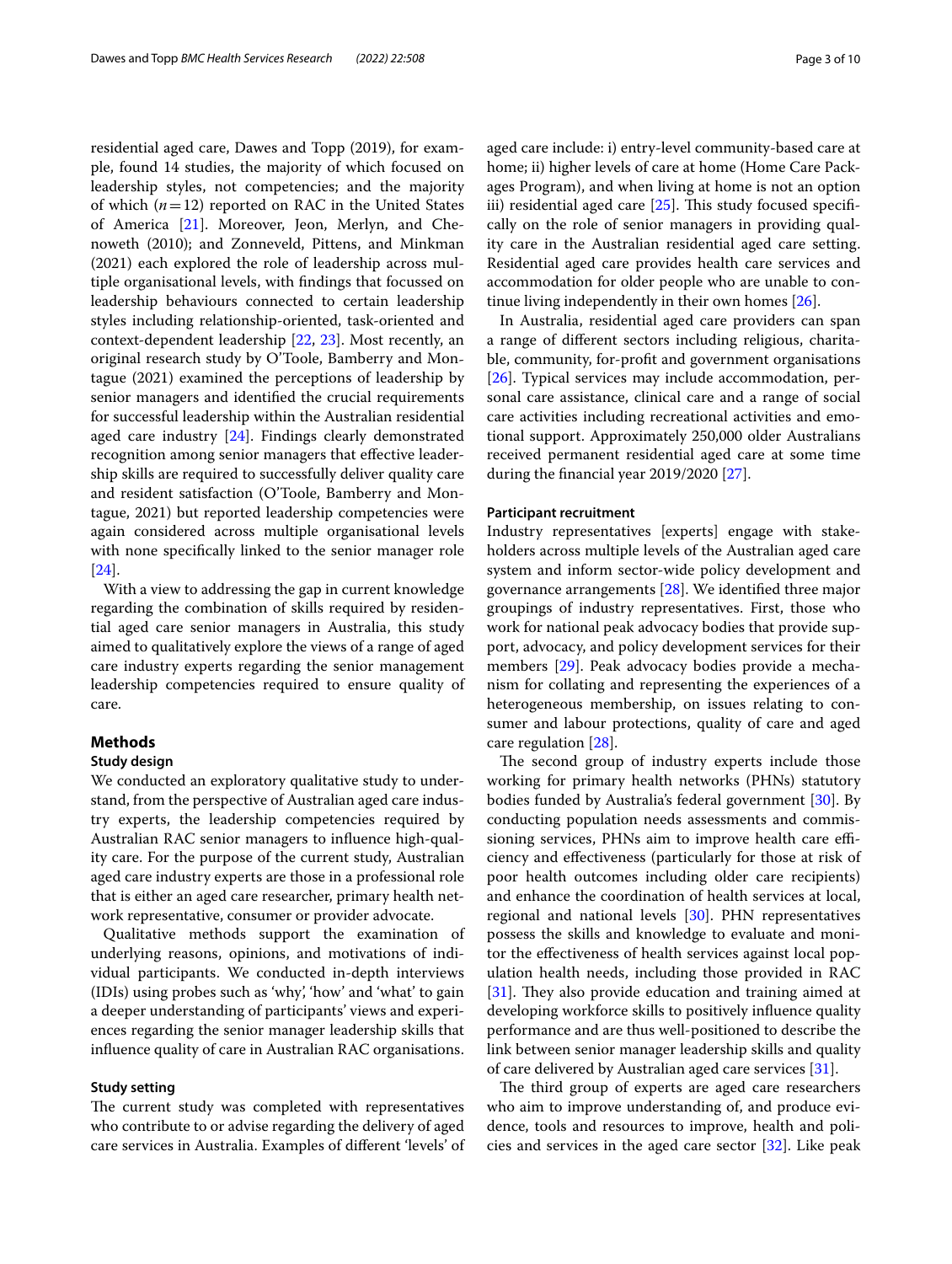residential aged care, Dawes and Topp (2019), for example, found 14 studies, the majority of which focused on leadership styles, not competencies; and the majority of which ($n = 12$) reported on RAC in the United States of America [21]. Moreover, Jeon, Merlyn, and Chenoweth (2010); and Zonneveld, Pittens, and Minkman (2021) each explored the role of leadership across multiple organisational levels, with findings that focussed on leadership behaviours connected to certain leadership styles including relationship-oriented, task-oriented and context-dependent leadership [22, 23]. Most recently, an original research study by O'Toole, Bamberry and Montague (2021) examined the perceptions of leadership by senior managers and identified the crucial requirements for successful leadership within the Australian residential aged care industry [24]. Findings clearly demonstrated recognition among senior managers that effective leadership skills are required to successfully deliver quality care and resident satisfaction (O'Toole, Bamberry and Montague, 2021) but reported leadership competencies were again considered across multiple organisational levels with none specifically linked to the senior manager role [24].

With a view to addressing the gap in current knowledge regarding the combination of skills required by residential aged care senior managers in Australia, this study aimed to qualitatively explore the views of a range of aged care industry experts regarding the senior management leadership competencies required to ensure quality of care.

## Methods

### Study design

We conducted an exploratory qualitative study to understand, from the perspective of Australian aged care industry experts, the leadership competencies required by Australian RAC senior managers to influence high-quality care. For the purpose of the current study, Australian aged care industry experts are those in a professional role that is either an aged care researcher, primary health network representative, consumer or provider advocate.

Qualitative methods support the examination of underlying reasons, opinions, and motivations of individual participants. We conducted in-depth interviews (IDIs) using probes such as 'why', 'how' and 'what' to gain a deeper understanding of participants' views and experiences regarding the senior manager leadership skills that influence quality of care in Australian RAC organisations.

### Study setting

The current study was completed with representatives who contribute to or advise regarding the delivery of aged care services in Australia. Examples of different 'levels' of aged care include: i) entry-level community-based care at home; ii) higher levels of care at home (Home Care Packages Program), and when living at home is not an option iii) residential aged care [25]. This study focused specifically on the role of senior managers in providing quality care in the Australian residential aged care setting. Residential aged care provides health care services and accommodation for older people who are unable to continue living independently in their own homes [26].

In Australia, residential aged care providers can span a range of different sectors including religious, charitable, community, for-profit and government organisations [26]. Typical services may include accommodation, personal care assistance, clinical care and a range of social care activities including recreational activities and emotional support. Approximately 250,000 older Australians received permanent residential aged care at some time during the financial year 2019/2020 [27].

### Participant recruitment

Industry representatives [experts] engage with stakeholders across multiple levels of the Australian aged care system and inform sector-wide policy development and governance arrangements [28]. We identified three major groupings of industry representatives. First, those who work for national peak advocacy bodies that provide support, advocacy, and policy development services for their members [29]. Peak advocacy bodies provide a mechanism for collating and representing the experiences of a heterogeneous membership, on issues relating to consumer and labour protections, quality of care and aged care regulation [28].

The second group of industry experts include those working for primary health networks (PHNs) statutory bodies funded by Australia's federal government [30]. By conducting population needs assessments and commissioning services, PHNs aim to improve health care efficiency and effectiveness (particularly for those at risk of poor health outcomes including older care recipients) and enhance the coordination of health services at local, regional and national levels [30]. PHN representatives possess the skills and knowledge to evaluate and monitor the effectiveness of health services against local population health needs, including those provided in RAC [31]. They also provide education and training aimed at developing workforce skills to positively influence quality performance and are thus well-positioned to describe the link between senior manager leadership skills and quality of care delivered by Australian aged care services [31].

The third group of experts are aged care researchers who aim to improve understanding of, and produce evidence, tools and resources to improve, health and policies and services in the aged care sector [32]. Like peak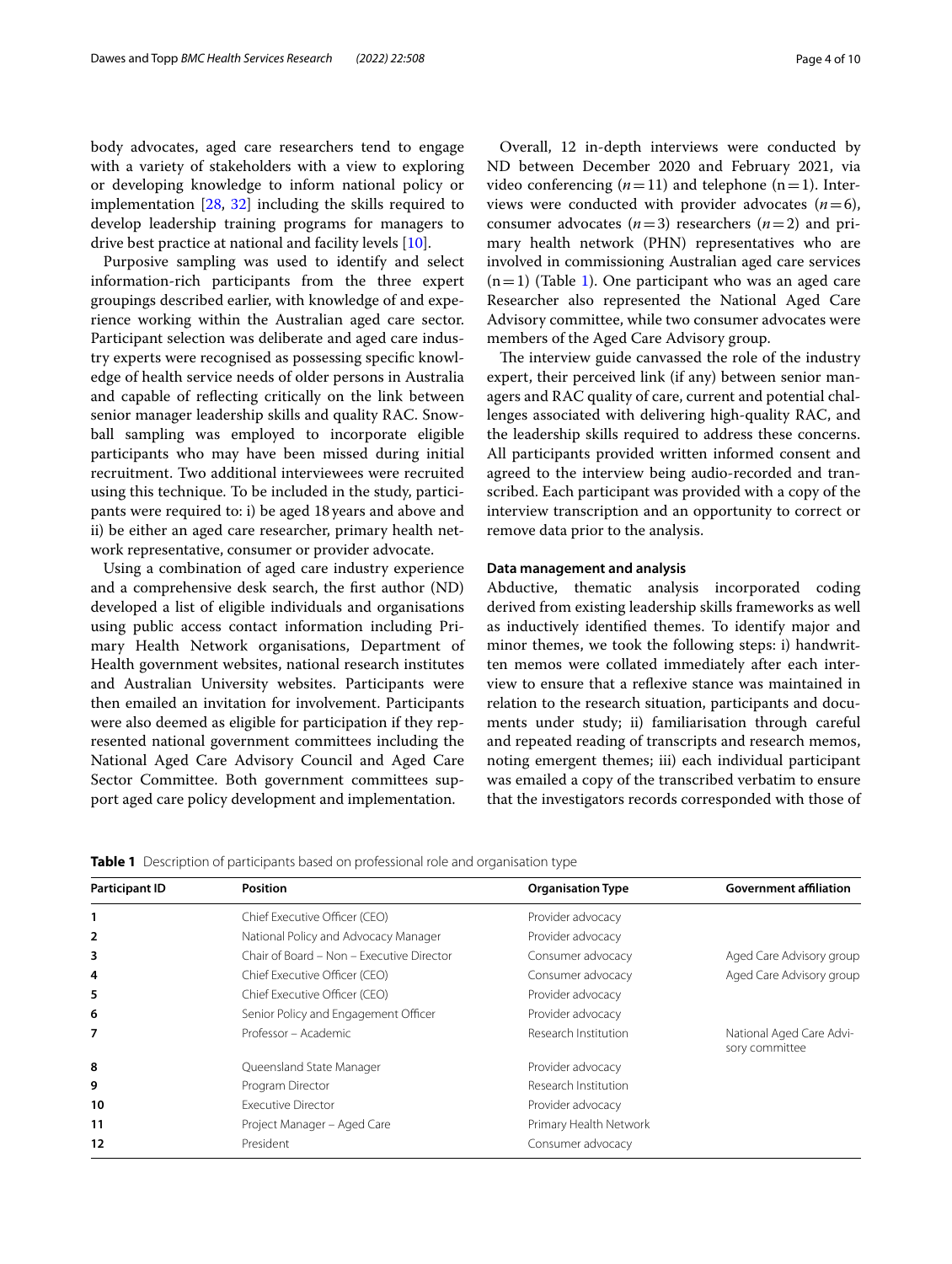body advocates, aged care researchers tend to engage with a variety of stakeholders with a view to exploring or developing knowledge to inform national policy or implementation [28, 32] including the skills required to develop leadership training programs for managers to drive best practice at national and facility levels [10].

Purposive sampling was used to identify and select information-rich participants from the three expert groupings described earlier, with knowledge of and experience working within the Australian aged care sector. Participant selection was deliberate and aged care industry experts were recognised as possessing specific knowledge of health service needs of older persons in Australia and capable of reflecting critically on the link between senior manager leadership skills and quality RAC. Snowball sampling was employed to incorporate eligible participants who may have been missed during initial recruitment. Two additional interviewees were recruited using this technique. To be included in the study, participants were required to: i) be aged 18 years and above and ii) be either an aged care researcher, primary health network representative, consumer or provider advocate.

Using a combination of aged care industry experience and a comprehensive desk search, the first author (ND) developed a list of eligible individuals and organisations using public access contact information including Primary Health Network organisations, Department of Health government websites, national research institutes and Australian University websites. Participants were then emailed an invitation for involvement. Participants were also deemed as eligible for participation if they represented national government committees including the National Aged Care Advisory Council and Aged Care Sector Committee. Both government committees support aged care policy development and implementation.

Overall, 12 in-depth interviews were conducted by ND between December 2020 and February 2021, via video conferencing ($n = 11$) and telephone ($n = 1$). Interviews were conducted with provider advocates ($n = 6$), consumer advocates ($n = 3$) researchers ($n = 2$) and primary health network (PHN) representatives who are involved in commissioning Australian aged care services ($n = 1$) (Table 1). One participant who was an aged care Researcher also represented the National Aged Care Advisory committee, while two consumer advocates were members of the Aged Care Advisory group.

The interview guide canvassed the role of the industry expert, their perceived link (if any) between senior managers and RAC quality of care, current and potential challenges associated with delivering high-quality RAC, and the leadership skills required to address these concerns. All participants provided written informed consent and agreed to the interview being audio-recorded and transcribed. Each participant was provided with a copy of the interview transcription and an opportunity to correct or remove data prior to the analysis.

### Data management and analysis

Abductive, thematic analysis incorporated coding derived from existing leadership skills frameworks as well as inductively identified themes. To identify major and minor themes, we took the following steps: i) handwritten memos were collated immediately after each interview to ensure that a reflexive stance was maintained in relation to the research situation, participants and documents under study; ii) familiarisation through careful and repeated reading of transcripts and research memos, noting emergent themes; iii) each individual participant was emailed a copy of the transcribed verbatim to ensure that the investigators records corresponded with those of

**Table 1** Description of participants based on professional role and organisation type

| Participant ID | Position | Organisation Type | Government affiliation |
|---|---|---|---|
| 1 | Chief Executive Officer (CEO) | Provider advocacy | |
| 2 | National Policy and Advocacy Manager | Provider advocacy | |
| 3 | Chair of Board – Non – Executive Director | Consumer advocacy | Aged Care Advisory group |
| 4 | Chief Executive Officer (CEO) | Consumer advocacy | Aged Care Advisory group |
| 5 | Chief Executive Officer (CEO) | Provider advocacy | |
| 6 | Senior Policy and Engagement Officer | Provider advocacy | |
| 7 | Professor – Academic | Research Institution | National Aged Care Advisory committee |
| 8 | Queensland State Manager | Provider advocacy | |
| 9 | Program Director | Research Institution | |
| 10 | Executive Director | Provider advocacy | |
| 11 | Project Manager – Aged Care | Primary Health Network | |
| 12 | President | Consumer advocacy | |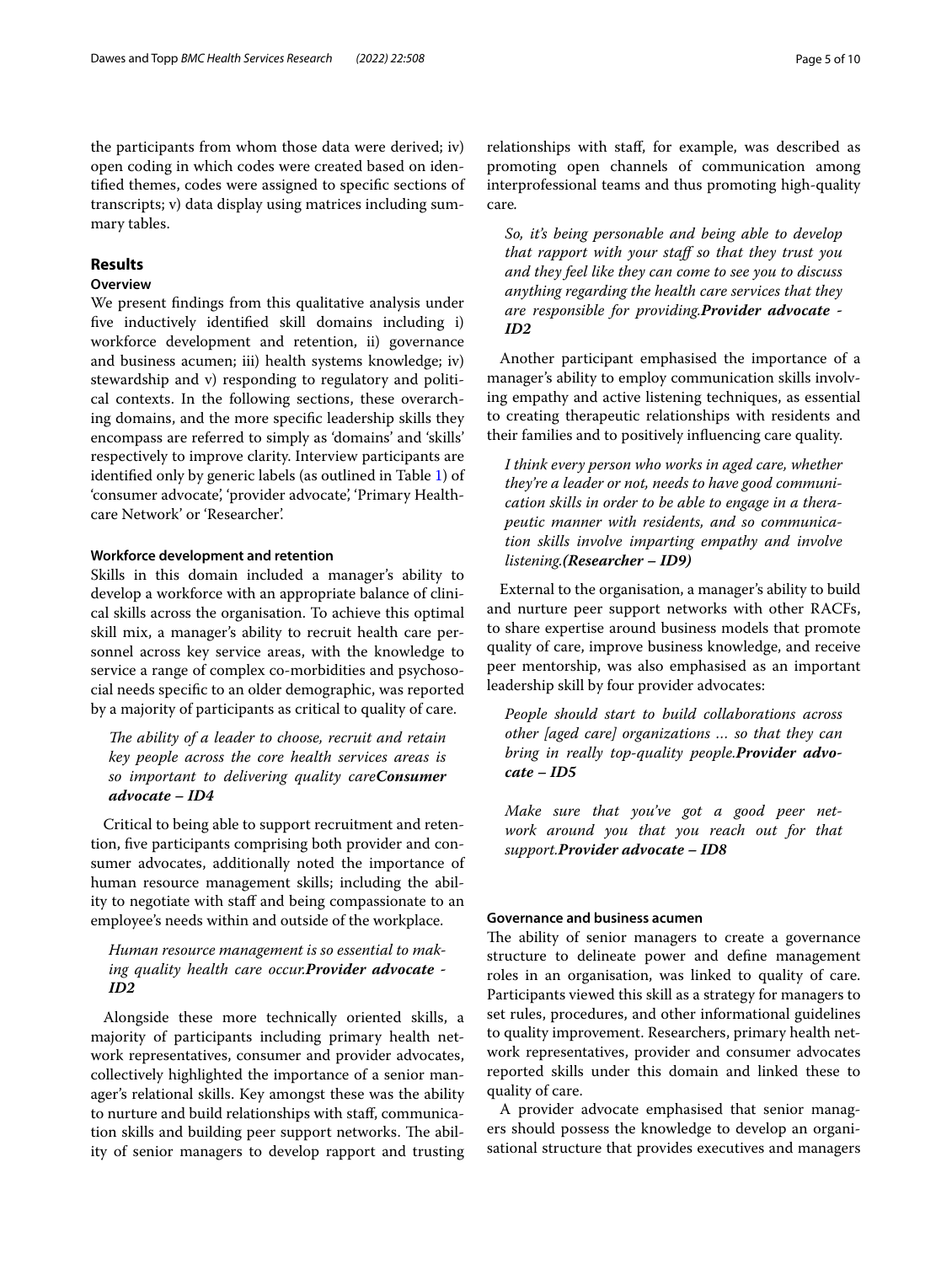the participants from whom those data were derived; iv) open coding in which codes were created based on identified themes, codes were assigned to specific sections of transcripts; v) data display using matrices including summary tables.

## Results

### Overview

We present findings from this qualitative analysis under five inductively identified skill domains including i) workforce development and retention, ii) governance and business acumen; iii) health systems knowledge; iv) stewardship and v) responding to regulatory and political contexts. In the following sections, these overarching domains, and the more specific leadership skills they encompass are referred to simply as 'domains' and 'skills' respectively to improve clarity. Interview participants are identified only by generic labels (as outlined in Table 1) of 'consumer advocate', 'provider advocate', 'Primary Healthcare Network' or 'Researcher'.

#### Workforce development and retention

Skills in this domain included a manager's ability to develop a workforce with an appropriate balance of clinical skills across the organisation. To achieve this optimal skill mix, a manager's ability to recruit health care personnel across key service areas, with the knowledge to service a range of complex co-morbidities and psychosocial needs specific to an older demographic, was reported by a majority of participants as critical to quality of care.

> *The ability of a leader to choose, recruit and retain key people across the core health services areas is so important to delivering quality care* ***Consumer advocate – ID4***

Critical to being able to support recruitment and retention, five participants comprising both provider and consumer advocates, additionally noted the importance of human resource management skills; including the ability to negotiate with staff and being compassionate to an employee's needs within and outside of the workplace.

> *Human resource management is so essential to making quality health care occur.* ***Provider advocate - ID2***

Alongside these more technically oriented skills, a majority of participants including primary health network representatives, consumer and provider advocates, collectively highlighted the importance of a senior manager's relational skills. Key amongst these was the ability to nurture and build relationships with staff, communication skills and building peer support networks. The ability of senior managers to develop rapport and trusting relationships with staff, for example, was described as promoting open channels of communication among interprofessional teams and thus promoting high-quality care.

> *So, it's being personable and being able to develop that rapport with your staff so that they trust you and they feel like they can come to see you to discuss anything regarding the health care services that they are responsible for providing.* ***Provider advocate - ID2***

Another participant emphasised the importance of a manager's ability to employ communication skills involving empathy and active listening techniques, as essential to creating therapeutic relationships with residents and their families and to positively influencing care quality.

> *I think every person who works in aged care, whether they're a leader or not, needs to have good communication skills in order to be able to engage in a therapeutic manner with residents, and so communication skills involve imparting empathy and involve listening.* ***(Researcher – ID9)***

External to the organisation, a manager's ability to build and nurture peer support networks with other RACFs, to share expertise around business models that promote quality of care, improve business knowledge, and receive peer mentorship, was also emphasised as an important leadership skill by four provider advocates:

> *People should start to build collaborations across other [aged care] organizations ... so that they can bring in really top-quality people.* ***Provider advocate – ID5***

> *Make sure that you've got a good peer network around you that you reach out for that support.* ***Provider advocate – ID8***

#### Governance and business acumen

The ability of senior managers to create a governance structure to delineate power and define management roles in an organisation, was linked to quality of care. Participants viewed this skill as a strategy for managers to set rules, procedures, and other informational guidelines to quality improvement. Researchers, primary health network representatives, provider and consumer advocates reported skills under this domain and linked these to quality of care.

A provider advocate emphasised that senior managers should possess the knowledge to develop an organisational structure that provides executives and managers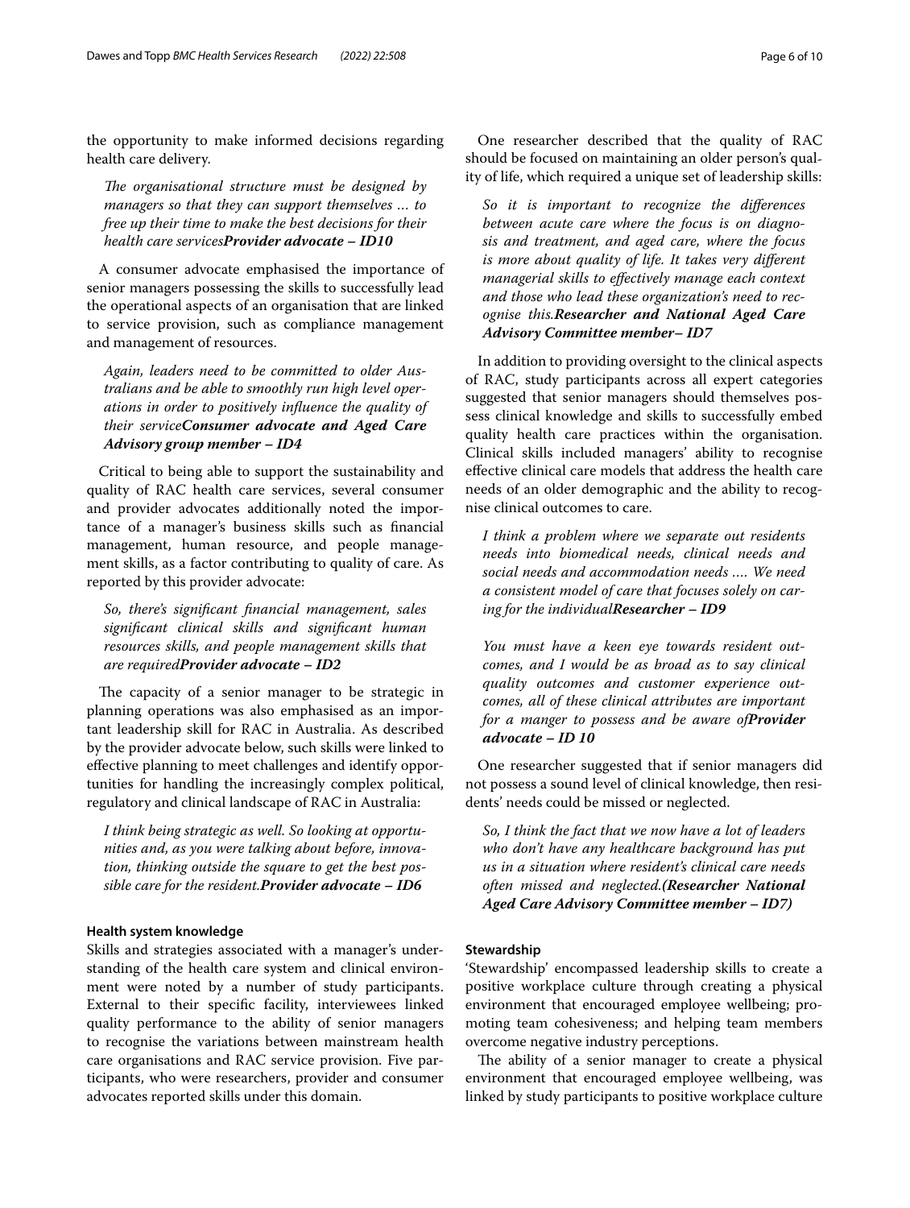the opportunity to make informed decisions regarding health care delivery.

> *The organisational structure must be designed by managers so that they can support themselves ... to free up their time to make the best decisions for their health care services* ***Provider advocate – ID10***

A consumer advocate emphasised the importance of senior managers possessing the skills to successfully lead the operational aspects of an organisation that are linked to service provision, such as compliance management and management of resources.

> *Again, leaders need to be committed to older Australians and be able to smoothly run high level operations in order to positively influence the quality of their service* ***Consumer advocate and Aged Care Advisory group member – ID4***

Critical to being able to support the sustainability and quality of RAC health care services, several consumer and provider advocates additionally noted the importance of a manager's business skills such as financial management, human resource, and people management skills, as a factor contributing to quality of care. As reported by this provider advocate:

> *So, there's significant financial management, sales significant clinical skills and significant human resources skills, and people management skills that are required* ***Provider advocate – ID2***

The capacity of a senior manager to be strategic in planning operations was also emphasised as an important leadership skill for RAC in Australia. As described by the provider advocate below, such skills were linked to effective planning to meet challenges and identify opportunities for handling the increasingly complex political, regulatory and clinical landscape of RAC in Australia:

> *I think being strategic as well. So looking at opportunities and, as you were talking about before, innovation, thinking outside the square to get the best possible care for the resident.* ***Provider advocate – ID6***

#### Health system knowledge

Skills and strategies associated with a manager's understanding of the health care system and clinical environment were noted by a number of study participants. External to their specific facility, interviewees linked quality performance to the ability of senior managers to recognise the variations between mainstream health care organisations and RAC service provision. Five participants, who were researchers, provider and consumer advocates reported skills under this domain.

One researcher described that the quality of RAC should be focused on maintaining an older person's quality of life, which required a unique set of leadership skills:

> *So it is important to recognize the differences between acute care where the focus is on diagnosis and treatment, and aged care, where the focus is more about quality of life. It takes very different managerial skills to effectively manage each context and those who lead these organization's need to recognise this.* ***Researcher and National Aged Care Advisory Committee member– ID7***

In addition to providing oversight to the clinical aspects of RAC, study participants across all expert categories suggested that senior managers should themselves possess clinical knowledge and skills to successfully embed quality health care practices within the organisation. Clinical skills included managers' ability to recognise effective clinical care models that address the health care needs of an older demographic and the ability to recognise clinical outcomes to care.

> *I think a problem where we separate out residents needs into biomedical needs, clinical needs and social needs and accommodation needs .... We need a consistent model of care that focuses solely on caring for the individual* ***Researcher – ID9***

> *You must have a keen eye towards resident outcomes, and I would be as broad as to say clinical quality outcomes and customer experience outcomes, all of these clinical attributes are important for a manger to possess and be aware of* ***Provider advocate – ID 10***

One researcher suggested that if senior managers did not possess a sound level of clinical knowledge, then residents' needs could be missed or neglected.

> *So, I think the fact that we now have a lot of leaders who don't have any healthcare background has put us in a situation where resident's clinical care needs often missed and neglected.* ***(Researcher National Aged Care Advisory Committee member – ID7)***

#### Stewardship

'Stewardship' encompassed leadership skills to create a positive workplace culture through creating a physical environment that encouraged employee wellbeing; promoting team cohesiveness; and helping team members overcome negative industry perceptions.

The ability of a senior manager to create a physical environment that encouraged employee wellbeing, was linked by study participants to positive workplace culture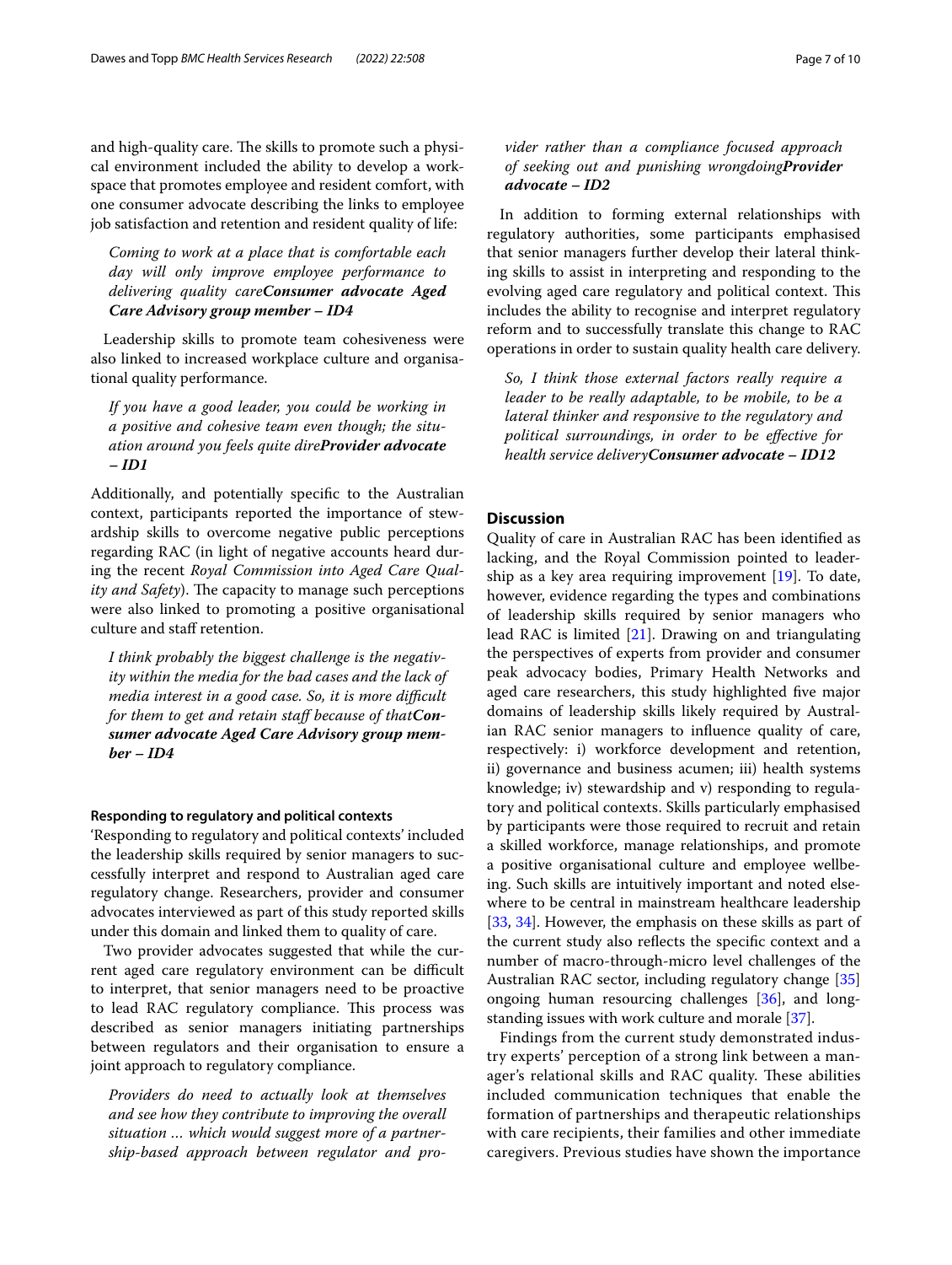and high-quality care. The skills to promote such a physical environment included the ability to develop a workspace that promotes employee and resident comfort, with one consumer advocate describing the links to employee job satisfaction and retention and resident quality of life:

> *Coming to work at a place that is comfortable each day will only improve employee performance to delivering quality care****Consumer advocate Aged Care Advisory group member – ID4***

Leadership skills to promote team cohesiveness were also linked to increased workplace culture and organisational quality performance.

> *If you have a good leader, you could be working in a positive and cohesive team even though; the situation around you feels quite dire****Provider advocate – ID1***

Additionally, and potentially specific to the Australian context, participants reported the importance of stewardship skills to overcome negative public perceptions regarding RAC (in light of negative accounts heard during the recent *Royal Commission into Aged Care Quality and Safety*). The capacity to manage such perceptions were also linked to promoting a positive organisational culture and staff retention.

> *I think probably the biggest challenge is the negativity within the media for the bad cases and the lack of media interest in a good case. So, it is more difficult for them to get and retain staff because of that****Consumer advocate Aged Care Advisory group member – ID4***

#### Responding to regulatory and political contexts

'Responding to regulatory and political contexts' included the leadership skills required by senior managers to successfully interpret and respond to Australian aged care regulatory change. Researchers, provider and consumer advocates interviewed as part of this study reported skills under this domain and linked them to quality of care.

Two provider advocates suggested that while the current aged care regulatory environment can be difficult to interpret, that senior managers need to be proactive to lead RAC regulatory compliance. This process was described as senior managers initiating partnerships between regulators and their organisation to ensure a joint approach to regulatory compliance.

> *Providers do need to actually look at themselves and see how they contribute to improving the overall situation … which would suggest more of a partnership-based approach between regulator and provider rather than a compliance focused approach of seeking out and punishing wrongdoing****Provider advocate – ID2***

In addition to forming external relationships with regulatory authorities, some participants emphasised that senior managers further develop their lateral thinking skills to assist in interpreting and responding to the evolving aged care regulatory and political context. This includes the ability to recognise and interpret regulatory reform and to successfully translate this change to RAC operations in order to sustain quality health care delivery.

> *So, I think those external factors really require a leader to be really adaptable, to be mobile, to be a lateral thinker and responsive to the regulatory and political surroundings, in order to be effective for health service delivery****Consumer advocate – ID12***

## Discussion

Quality of care in Australian RAC has been identified as lacking, and the Royal Commission pointed to leadership as a key area requiring improvement [19]. To date, however, evidence regarding the types and combinations of leadership skills required by senior managers who lead RAC is limited [21]. Drawing on and triangulating the perspectives of experts from provider and consumer peak advocacy bodies, Primary Health Networks and aged care researchers, this study highlighted five major domains of leadership skills likely required by Australian RAC senior managers to influence quality of care, respectively: i) workforce development and retention, ii) governance and business acumen; iii) health systems knowledge; iv) stewardship and v) responding to regulatory and political contexts. Skills particularly emphasised by participants were those required to recruit and retain a skilled workforce, manage relationships, and promote a positive organisational culture and employee wellbeing. Such skills are intuitively important and noted elsewhere to be central in mainstream healthcare leadership [33, 34]. However, the emphasis on these skills as part of the current study also reflects the specific context and a number of macro-through-micro level challenges of the Australian RAC sector, including regulatory change [35] ongoing human resourcing challenges [36], and longstanding issues with work culture and morale [37].

Findings from the current study demonstrated industry experts' perception of a strong link between a manager's relational skills and RAC quality. These abilities included communication techniques that enable the formation of partnerships and therapeutic relationships with care recipients, their families and other immediate caregivers. Previous studies have shown the importance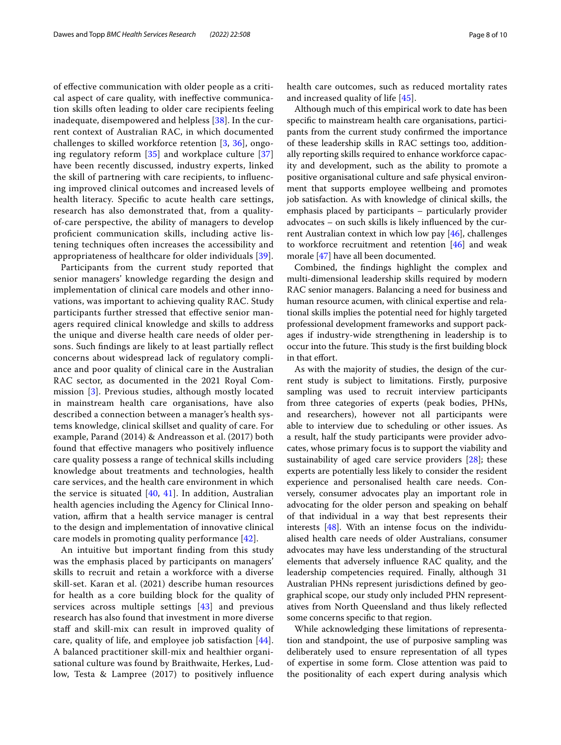of effective communication with older people as a critical aspect of care quality, with ineffective communication skills often leading to older care recipients feeling inadequate, disempowered and helpless [38]. In the current context of Australian RAC, in which documented challenges to skilled workforce retention [3, 36], ongoing regulatory reform [35] and workplace culture [37] have been recently discussed, industry experts, linked the skill of partnering with care recipients, to influencing improved clinical outcomes and increased levels of health literacy. Specific to acute health care settings, research has also demonstrated that, from a quality-of-care perspective, the ability of managers to develop proficient communication skills, including active listening techniques often increases the accessibility and appropriateness of healthcare for older individuals [39].

Participants from the current study reported that senior managers' knowledge regarding the design and implementation of clinical care models and other innovations, was important to achieving quality RAC. Study participants further stressed that effective senior managers required clinical knowledge and skills to address the unique and diverse health care needs of older persons. Such findings are likely to at least partially reflect concerns about widespread lack of regulatory compliance and poor quality of clinical care in the Australian RAC sector, as documented in the 2021 Royal Commission [3]. Previous studies, although mostly located in mainstream health care organisations, have also described a connection between a manager's health systems knowledge, clinical skillset and quality of care. For example, Parand (2014) & Andreasson et al. (2017) both found that effective managers who positively influence care quality possess a range of technical skills including knowledge about treatments and technologies, health care services, and the health care environment in which the service is situated [40, 41]. In addition, Australian health agencies including the Agency for Clinical Innovation, affirm that a health service manager is central to the design and implementation of innovative clinical care models in promoting quality performance [42].

An intuitive but important finding from this study was the emphasis placed by participants on managers' skills to recruit and retain a workforce with a diverse skill-set. Karan et al. (2021) describe human resources for health as a core building block for the quality of services across multiple settings [43] and previous research has also found that investment in more diverse staff and skill-mix can result in improved quality of care, quality of life, and employee job satisfaction [44]. A balanced practitioner skill-mix and healthier organisational culture was found by Braithwaite, Herkes, Ludlow, Testa & Lampree (2017) to positively influence health care outcomes, such as reduced mortality rates and increased quality of life [45].

Although much of this empirical work to date has been specific to mainstream health care organisations, participants from the current study confirmed the importance of these leadership skills in RAC settings too, additionally reporting skills required to enhance workforce capacity and development, such as the ability to promote a positive organisational culture and safe physical environment that supports employee wellbeing and promotes job satisfaction. As with knowledge of clinical skills, the emphasis placed by participants – particularly provider advocates – on such skills is likely influenced by the current Australian context in which low pay [46], challenges to workforce recruitment and retention [46] and weak morale [47] have all been documented.

Combined, the findings highlight the complex and multi-dimensional leadership skills required by modern RAC senior managers. Balancing a need for business and human resource acumen, with clinical expertise and relational skills implies the potential need for highly targeted professional development frameworks and support packages if industry-wide strengthening in leadership is to occur into the future. This study is the first building block in that effort.

As with the majority of studies, the design of the current study is subject to limitations. Firstly, purposive sampling was used to recruit interview participants from three categories of experts (peak bodies, PHNs, and researchers), however not all participants were able to interview due to scheduling or other issues. As a result, half the study participants were provider advocates, whose primary focus is to support the viability and sustainability of aged care service providers [28]; these experts are potentially less likely to consider the resident experience and personalised health care needs. Conversely, consumer advocates play an important role in advocating for the older person and speaking on behalf of that individual in a way that best represents their interests [48]. With an intense focus on the individualised health care needs of older Australians, consumer advocates may have less understanding of the structural elements that adversely influence RAC quality, and the leadership competencies required. Finally, although 31 Australian PHNs represent jurisdictions defined by geographical scope, our study only included PHN representatives from North Queensland and thus likely reflected some concerns specific to that region.

While acknowledging these limitations of representation and standpoint, the use of purposive sampling was deliberately used to ensure representation of all types of expertise in some form. Close attention was paid to the positionality of each expert during analysis which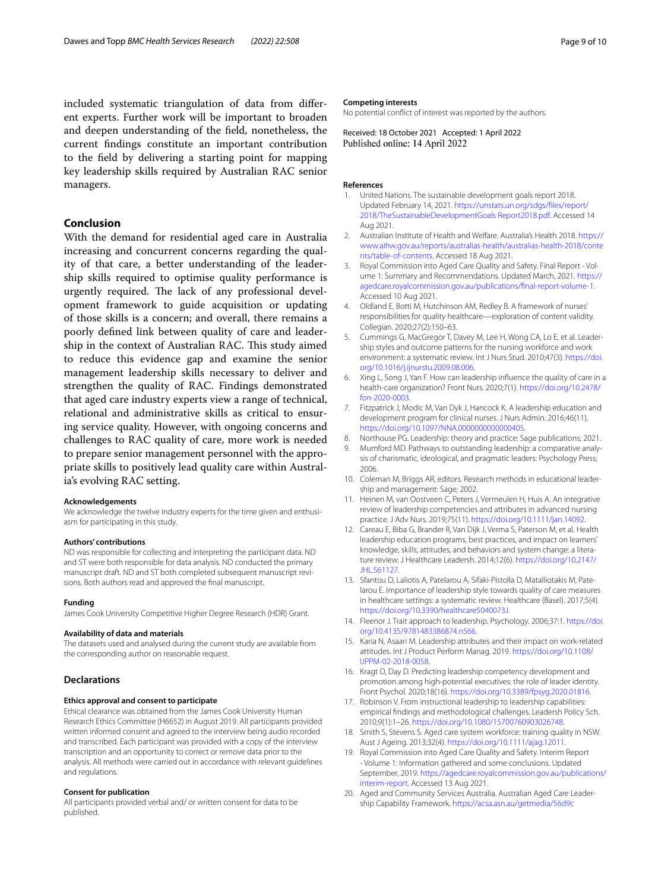included systematic triangulation of data from different experts. Further work will be important to broaden and deepen understanding of the field, nonetheless, the current findings constitute an important contribution to the field by delivering a starting point for mapping key leadership skills required by Australian RAC senior managers.

## Conclusion

With the demand for residential aged care in Australia increasing and concurrent concerns regarding the quality of that care, a better understanding of the leadership skills required to optimise quality performance is urgently required. The lack of any professional development framework to guide acquisition or updating of those skills is a concern; and overall, there remains a poorly defined link between quality of care and leadership in the context of Australian RAC. This study aimed to reduce this evidence gap and examine the senior management leadership skills necessary to deliver and strengthen the quality of RAC. Findings demonstrated that aged care industry experts view a range of technical, relational and administrative skills as critical to ensuring service quality. However, with ongoing concerns and challenges to RAC quality of care, more work is needed to prepare senior management personnel with the appropriate skills to positively lead quality care within Australia's evolving RAC setting.

#### Acknowledgements

We acknowledge the twelve industry experts for the time given and enthusiasm for participating in this study.

#### Authors' contributions

ND was responsible for collecting and interpreting the participant data. ND and ST were both responsible for data analysis. ND conducted the primary manuscript draft. ND and ST both completed subsequent manuscript revisions. Both authors read and approved the final manuscript.

#### Funding

James Cook University Competitive Higher Degree Research (HDR) Grant.

#### Availability of data and materials

The datasets used and analysed during the current study are available from the corresponding author on reasonable request.

## Declarations

#### Ethics approval and consent to participate

Ethical clearance was obtained from the James Cook University Human Research Ethics Committee (H6652) in August 2019. All participants provided written informed consent and agreed to the interview being audio recorded and transcribed. Each participant was provided with a copy of the interview transcription and an opportunity to correct or remove data prior to the analysis. All methods were carried out in accordance with relevant guidelines and regulations.

#### Consent for publication

All participants provided verbal and/ or written consent for data to be published.

#### Competing interests

No potential conflict of interest was reported by the authors.

Received: 18 October 2021 Accepted: 1 April 2022
Published online: 14 April 2022

#### References

1. United Nations. The sustainable development goals report 2018. Updated February 14, 2021. https://unstats.un.org/sdgs/files/report/2018/TheSustainableDevelopmentGoals Report2018.pdf. Accessed 14 Aug 2021.
2. Australian Institute of Health and Welfare. Australia's Health 2018. https://www.aihw.gov.au/reports/australias-health/australias-health-2018/contents/table-of-contents. Accessed 18 Aug 2021.
3. Royal Commission into Aged Care Quality and Safety. Final Report - Volume 1: Summary and Recommendations. Updated March, 2021. https://agedcare.royalcommission.gov.au/publications/final-report-volume-1. Accessed 10 Aug 2021.
4. Oldland E, Botti M, Hutchinson AM, Redley B. A framework of nurses' responsibilities for quality healthcare—exploration of content validity. Collegian. 2020;27(2):150–63.
5. Cummings G, MacGregor T, Davey M, Lee H, Wong CA, Lo E, et al. Leadership styles and outcome patterns for the nursing workforce and work environment: a systematic review. Int J Nurs Stud. 2010;47(3). https://doi.org/10.1016/j.ijnurstu.2009.08.006.
6. Xing L, Song J, Yan F. How can leadership influence the quality of care in a health-care organization? Front Nurs. 2020;7(1). https://doi.org/10.2478/fon-2020-0003.
7. Fitzpatrick J, Modic M, Van Dyk J, Hancock K. A leadership education and development program for clinical nurses. J Nurs Admin. 2016;46(11). https://doi.org/10.1097/NNA.0000000000000405.
8. Northouse PG. Leadership: theory and practice: Sage publications; 2021.
9. Mumford MD. Pathways to outstanding leadership: a comparative analysis of charismatic, ideological, and pragmatic leaders: Psychology Press; 2006.
10. Coleman M, Briggs AR, editors. Research methods in educational leadership and management: Sage; 2002.
11. Heinen M, van Oostveen C, Peters J, Vermeulen H, Huis A. An integrative review of leadership competencies and attributes in advanced nursing practice. J Adv Nurs. 2019;75(11). https://doi.org/10.1111/jan.14092.
12. Careau E, Biba G, Brander R, Van Dijk J, Verma S, Paterson M, et al. Health leadership education programs, best practices, and impact on learners' knowledge, skills, attitudes, and behaviors and system change: a literature review. J Healthcare Leadersh. 2014;12(6). https://doi.org/10.2147/JHL.S61127.
13. Sfantou D, Laliotis A, Patelarou A, Sifaki-Pistolla D, Matalliotakis M, Patelarou E. Importance of leadership style towards quality of care measures in healthcare settings: a systematic review. Healthcare (Basel). 2017;5(4). https://doi.org/10.3390/healthcare5040073J.
14. Fleenor J. Trait approach to leadership. Psychology. 2006;37:1. https://doi.org/10.4135/9781483386874.n566.
15. Karia N, Asaari M. Leadership attributes and their impact on work-related attitudes. Int J Product Perform Manag. 2019. https://doi.org/10.1108/IJPPM-02-2018-0058.
16. Kragt D, Day D. Predicting leadership competency development and promotion among high-potential executives: the role of leader identity. Front Psychol. 2020;18(16). https://doi.org/10.3389/fpsyg.2020.01816.
17. Robinson V. From instructional leadership to leadership capabilities: empirical findings and methodological challenges. Leadersh Policy Sch. 2010;9(1):1–26. https://doi.org/10.1080/15700760903026748.
18. Smith S, Stevens S. Aged care system workforce: training quality in NSW. Aust J Ageing. 2013;32(4). https://doi.org/10.1111/ajag.12011.
19. Royal Commission into Aged Care Quality and Safety. Interim Report - Volume 1: Information gathered and some conclusions. Updated September, 2019. https://agedcare.royalcommission.gov.au/publications/interim-report. Accessed 13 Aug 2021.
20. Aged and Community Services Australia. Australian Aged Care Leadership Capability Framework. https://acsa.asn.au/getmedia/56d9c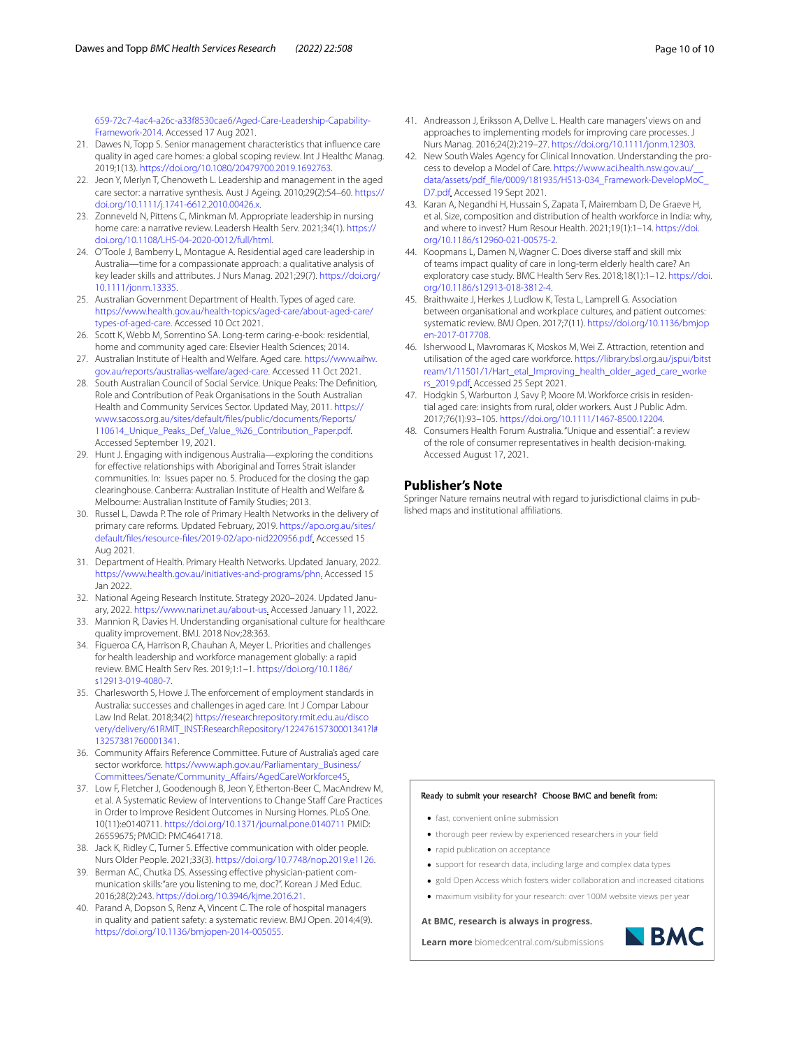659-72c7-4ac4-a26c-a33f8530cae6/Aged-Care-Leadership-Capability-Framework-2014. Accessed 17 Aug 2021.

21. Dawes N, Topp S. Senior management characteristics that influence care quality in aged care homes: a global scoping review. Int J Healthc Manag. 2019;1(13). https://doi.org/10.1080/20479700.2019.1692763.
22. Jeon Y, Merlyn T, Chenoweth L. Leadership and management in the aged care sector: a narrative synthesis. Aust J Ageing. 2010;29(2):54–60. https://doi.org/10.1111/j.1741-6612.2010.00426.x.
23. Zonneveld N, Pittens C, Minkman M. Appropriate leadership in nursing home care: a narrative review. Leadersh Health Serv. 2021;34(1). https://doi.org/10.1108/LHS-04-2020-0012/full/html.
24. O'Toole J, Bamberry L, Montague A. Residential aged care leadership in Australia—time for a compassionate approach: a qualitative analysis of key leader skills and attributes. J Nurs Manag. 2021;29(7). https://doi.org/10.1111/jonm.13335.
25. Australian Government Department of Health. Types of aged care. https://www.health.gov.au/health-topics/aged-care/about-aged-care/types-of-aged-care. Accessed 10 Oct 2021.
26. Scott K, Webb M, Sorrentino SA. Long-term caring-e-book: residential, home and community aged care: Elsevier Health Sciences; 2014.
27. Australian Institute of Health and Welfare. Aged care. https://www.aihw.gov.au/reports/australias-welfare/aged-care. Accessed 11 Oct 2021.
28. South Australian Council of Social Service. Unique Peaks: The Definition, Role and Contribution of Peak Organisations in the South Australian Health and Community Services Sector. Updated May, 2011. https://www.sacoss.org.au/sites/default/files/public/documents/Reports/110614_Unique_Peaks_Def_Value_%26_Contribution_Paper.pdf. Accessed September 19, 2021.
29. Hunt J. Engaging with indigenous Australia—exploring the conditions for effective relationships with Aboriginal and Torres Strait islander communities. In: Issues paper no. 5. Produced for the closing the gap clearinghouse. Canberra: Australian Institute of Health and Welfare & Melbourne: Australian Institute of Family Studies; 2013.
30. Russel L, Dawda P. The role of Primary Health Networks in the delivery of primary care reforms. Updated February, 2019. https://apo.org.au/sites/default/files/resource-files/2019-02/apo-nid220956.pdf. Accessed 15 Aug 2021.
31. Department of Health. Primary Health Networks. Updated January, 2022. https://www.health.gov.au/initiatives-and-programs/phn. Accessed 15 Jan 2022.
32. National Ageing Research Institute. Strategy 2020–2024. Updated January, 2022. https://www.nari.net.au/about-us. Accessed January 11, 2022.
33. Mannion R, Davies H. Understanding organisational culture for healthcare quality improvement. BMJ. 2018 Nov;28:363.
34. Figueroa CA, Harrison R, Chauhan A, Meyer L. Priorities and challenges for health leadership and workforce management globally: a rapid review. BMC Health Serv Res. 2019;1:1–1. https://doi.org/10.1186/s12913-019-4080-7.
35. Charlesworth S, Howe J. The enforcement of employment standards in Australia: successes and challenges in aged care. Int J Compar Labour Law Ind Relat. 2018;34(2) https://researchrepository.rmit.edu.au/discovery/delivery/61RMIT_INST:ResearchRepository/12247615730001341?l#13257381760001341.
36. Community Affairs Reference Committee. Future of Australia's aged care sector workforce. https://www.aph.gov.au/Parliamentary_Business/Committees/Senate/Community_Affairs/AgedCareWorkforce45.
37. Low F, Fletcher J, Goodenough B, Jeon Y, Etherton-Beer C, MacAndrew M, et al. A Systematic Review of Interventions to Change Staff Care Practices in Order to Improve Resident Outcomes in Nursing Homes. PLoS One. 10(11):e0140711. https://doi.org/10.1371/journal.pone.0140711 PMID: 26559675; PMCID: PMC4641718.
38. Jack K, Ridley C, Turner S. Effective communication with older people. Nurs Older People. 2021;33(3). https://doi.org/10.7748/nop.2019.e1126.
39. Berman AC, Chutka DS. Assessing effective physician-patient communication skills:"are you listening to me, doc?". Korean J Med Educ. 2016;28(2):243. https://doi.org/10.3946/kjme.2016.21.
40. Parand A, Dopson S, Renz A, Vincent C. The role of hospital managers in quality and patient safety: a systematic review. BMJ Open. 2014;4(9). https://doi.org/10.1136/bmjopen-2014-005055.
41. Andreasson J, Eriksson A, Dellve L. Health care managers' views on and approaches to implementing models for improving care processes. J Nurs Manag. 2016;24(2):219–27. https://doi.org/10.1111/jonm.12303.
42. New South Wales Agency for Clinical Innovation. Understanding the process to develop a Model of Care. https://www.aci.health.nsw.gov.au/__data/assets/pdf_file/0009/181935/HS13-034_Framework-DevelopMoC_D7.pdf. Accessed 19 Sept 2021.
43. Karan A, Negandhi H, Hussain S, Zapata T, Mairembam D, De Graeve H, et al. Size, composition and distribution of health workforce in India: why, and where to invest? Hum Resour Health. 2021;19(1):1–14. https://doi.org/10.1186/s12960-021-00575-2.
44. Koopmans L, Damen N, Wagner C. Does diverse staff and skill mix of teams impact quality of care in long-term elderly health care? An exploratory case study. BMC Health Serv Res. 2018;18(1):1–12. https://doi.org/10.1186/s12913-018-3812-4.
45. Braithwaite J, Herkes J, Ludlow K, Testa L, Lamprell G. Association between organisational and workplace cultures, and patient outcomes: systematic review. BMJ Open. 2017;7(11). https://doi.org/10.1136/bmjopen-2017-017708.
46. Isherwood L, Mavromaras K, Moskos M, Wei Z. Attraction, retention and utilisation of the aged care workforce. https://library.bsl.org.au/jspui/bitstream/1/11501/1/Hart_etal_Improving_health_older_aged_care_workers_2019.pdf. Accessed 25 Sept 2021.
47. Hodgkin S, Warburton J, Savy P, Moore M. Workforce crisis in residential aged care: insights from rural, older workers. Aust J Public Adm. 2017;76(1):93–105. https://doi.org/10.1111/1467-8500.12204.
48. Consumers Health Forum Australia. "Unique and essential": a review of the role of consumer representatives in health decision-making. Accessed August 17, 2021.

## Publisher's Note

Springer Nature remains neutral with regard to jurisdictional claims in published maps and institutional affiliations.

Ready to submit your research? Choose BMC and benefit from:

- fast, convenient online submission
- thorough peer review by experienced researchers in your field
- rapid publication on acceptance
- support for research data, including large and complex data types
- gold Open Access which fosters wider collaboration and increased citations
- maximum visibility for your research: over 100M website views per year

**At BMC, research is always in progress.**

**Learn more** biomedcentral.com/submissions

BMC